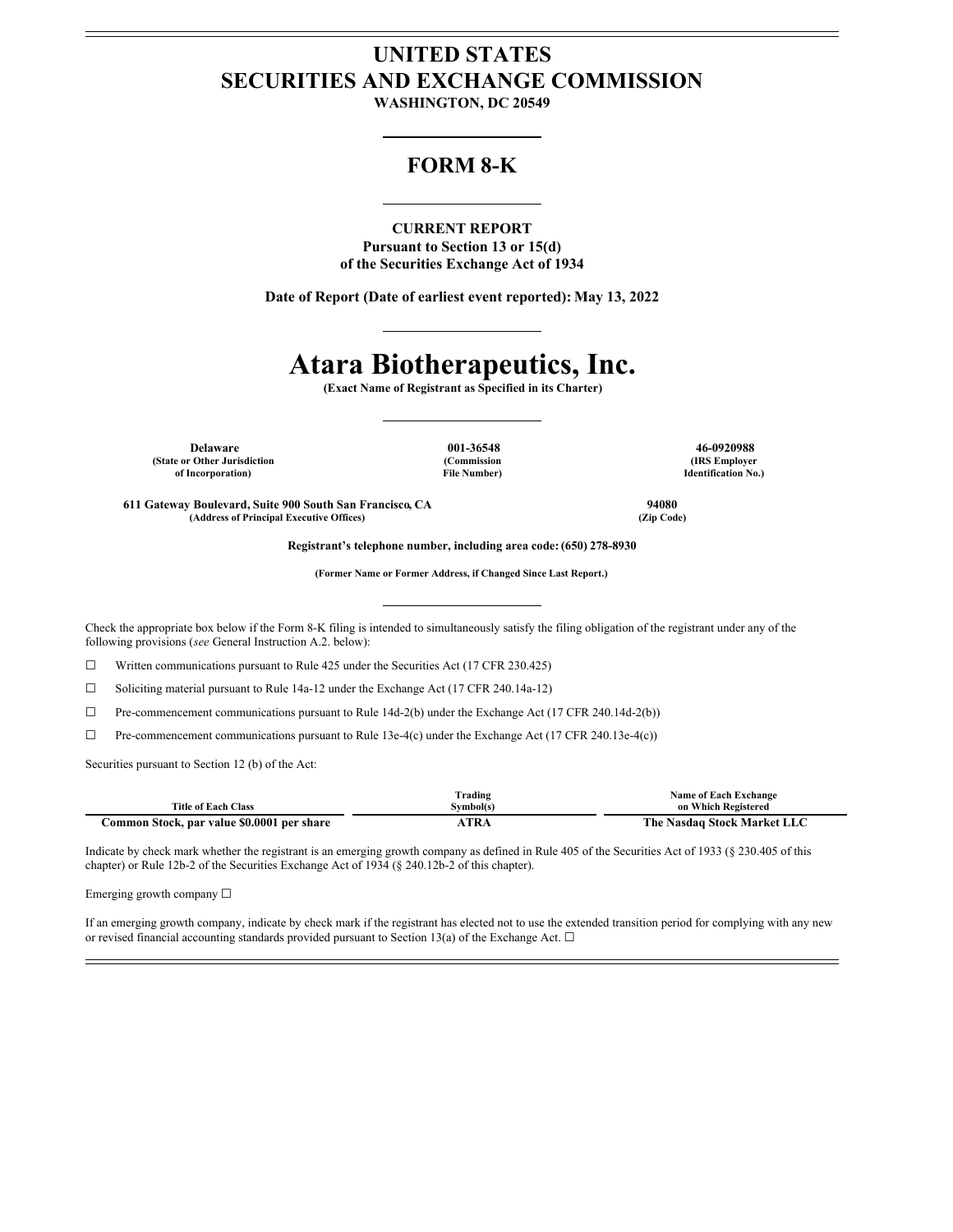# UNITED STATES
# SECURITIES AND EXCHANGE COMMISSION

**WASHINGTON, DC 20549**

---

## FORM 8-K

---

**CURRENT REPORT**
**Pursuant to Section 13 or 15(d)**
**of the Securities Exchange Act of 1934**

**Date of Report (Date of earliest event reported): May 13, 2022**

---

# Atara Biotherapeutics, Inc.

**(Exact Name of Registrant as Specified in its Charter)**

---

| **Delaware** | **001-36548** | **46-0920988** |
|---|---|---|
| **(State or Other Jurisdiction of Incorporation)** | **(Commission File Number)** | **(IRS Employer Identification No.)** |

| **611 Gateway Boulevard, Suite 900 South San Francisco, CA** | **94080** |
|---|---|
| **(Address of Principal Executive Offices)** | **(Zip Code)** |

**Registrant's telephone number, including area code: (650) 278-8930**

**(Former Name or Former Address, if Changed Since Last Report.)**

---

Check the appropriate box below if the Form 8-K filing is intended to simultaneously satisfy the filing obligation of the registrant under any of the following provisions (*see* General Instruction A.2. below):

☐ Written communications pursuant to Rule 425 under the Securities Act (17 CFR 230.425)

☐ Soliciting material pursuant to Rule 14a-12 under the Exchange Act (17 CFR 240.14a-12)

☐ Pre-commencement communications pursuant to Rule 14d-2(b) under the Exchange Act (17 CFR 240.14d-2(b))

☐ Pre-commencement communications pursuant to Rule 13e-4(c) under the Exchange Act (17 CFR 240.13e-4(c))

Securities pursuant to Section 12 (b) of the Act:

| Title of Each Class | Trading Symbol(s) | Name of Each Exchange on Which Registered |
|---|---|---|
| **Common Stock, par value $0.0001 per share** | **ATRA** | **The Nasdaq Stock Market LLC** |

Indicate by check mark whether the registrant is an emerging growth company as defined in Rule 405 of the Securities Act of 1933 (§ 230.405 of this chapter) or Rule 12b-2 of the Securities Exchange Act of 1934 (§ 240.12b-2 of this chapter).

Emerging growth company ☐

If an emerging growth company, indicate by check mark if the registrant has elected not to use the extended transition period for complying with any new or revised financial accounting standards provided pursuant to Section 13(a) of the Exchange Act. ☐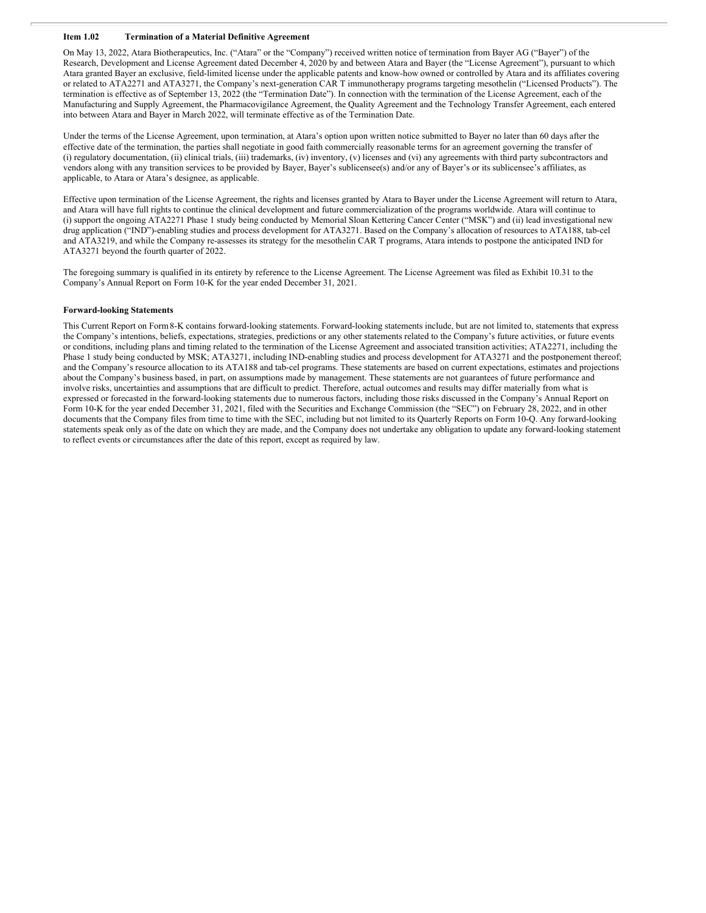**Item 1.02 Termination of a Material Definitive Agreement**

On May 13, 2022, Atara Biotherapeutics, Inc. ("Atara" or the "Company") received written notice of termination from Bayer AG ("Bayer") of the Research, Development and License Agreement dated December 4, 2020 by and between Atara and Bayer (the "License Agreement"), pursuant to which Atara granted Bayer an exclusive, field-limited license under the applicable patents and know-how owned or controlled by Atara and its affiliates covering or related to ATA2271 and ATA3271, the Company's next-generation CAR T immunotherapy programs targeting mesothelin ("Licensed Products"). The termination is effective as of September 13, 2022 (the "Termination Date"). In connection with the termination of the License Agreement, each of the Manufacturing and Supply Agreement, the Pharmacovigilance Agreement, the Quality Agreement and the Technology Transfer Agreement, each entered into between Atara and Bayer in March 2022, will terminate effective as of the Termination Date.

Under the terms of the License Agreement, upon termination, at Atara's option upon written notice submitted to Bayer no later than 60 days after the effective date of the termination, the parties shall negotiate in good faith commercially reasonable terms for an agreement governing the transfer of (i) regulatory documentation, (ii) clinical trials, (iii) trademarks, (iv) inventory, (v) licenses and (vi) any agreements with third party subcontractors and vendors along with any transition services to be provided by Bayer, Bayer's sublicensee(s) and/or any of Bayer's or its sublicensee's affiliates, as applicable, to Atara or Atara's designee, as applicable.

Effective upon termination of the License Agreement, the rights and licenses granted by Atara to Bayer under the License Agreement will return to Atara, and Atara will have full rights to continue the clinical development and future commercialization of the programs worldwide. Atara will continue to (i) support the ongoing ATA2271 Phase 1 study being conducted by Memorial Sloan Kettering Cancer Center ("MSK") and (ii) lead investigational new drug application ("IND")-enabling studies and process development for ATA3271. Based on the Company's allocation of resources to ATA188, tab-cel and ATA3219, and while the Company re-assesses its strategy for the mesothelin CAR T programs, Atara intends to postpone the anticipated IND for ATA3271 beyond the fourth quarter of 2022.

The foregoing summary is qualified in its entirety by reference to the License Agreement. The License Agreement was filed as Exhibit 10.31 to the Company's Annual Report on Form 10-K for the year ended December 31, 2021.

**Forward-looking Statements**

This Current Report on Form 8-K contains forward-looking statements. Forward-looking statements include, but are not limited to, statements that express the Company's intentions, beliefs, expectations, strategies, predictions or any other statements related to the Company's future activities, or future events or conditions, including plans and timing related to the termination of the License Agreement and associated transition activities; ATA2271, including the Phase 1 study being conducted by MSK; ATA3271, including IND-enabling studies and process development for ATA3271 and the postponement thereof; and the Company's resource allocation to its ATA188 and tab-cel programs. These statements are based on current expectations, estimates and projections about the Company's business based, in part, on assumptions made by management. These statements are not guarantees of future performance and involve risks, uncertainties and assumptions that are difficult to predict. Therefore, actual outcomes and results may differ materially from what is expressed or forecasted in the forward-looking statements due to numerous factors, including those risks discussed in the Company's Annual Report on Form 10-K for the year ended December 31, 2021, filed with the Securities and Exchange Commission (the "SEC") on February 28, 2022, and in other documents that the Company files from time to time with the SEC, including but not limited to its Quarterly Reports on Form 10-Q. Any forward-looking statements speak only as of the date on which they are made, and the Company does not undertake any obligation to update any forward-looking statement to reflect events or circumstances after the date of this report, except as required by law.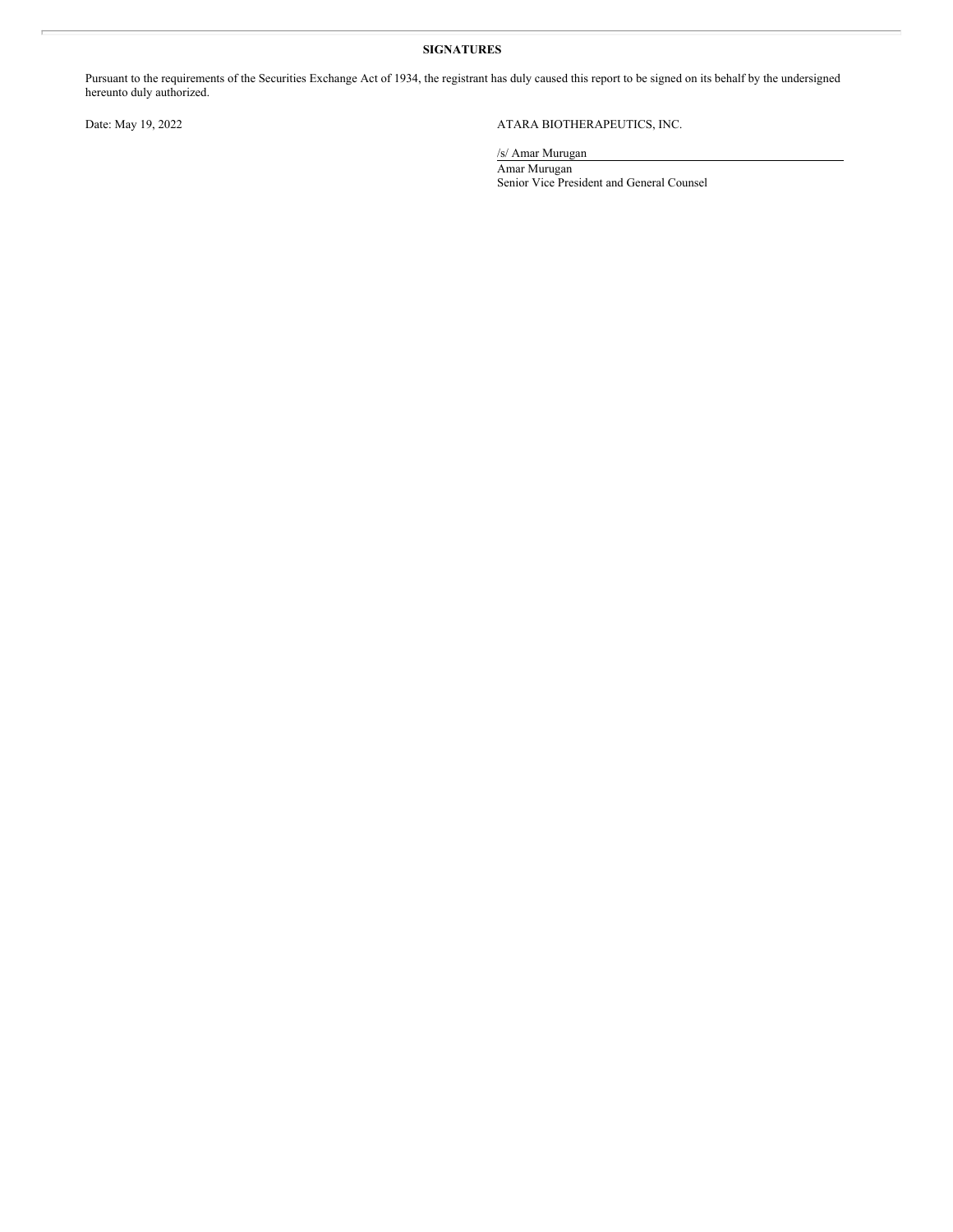**SIGNATURES**

Pursuant to the requirements of the Securities Exchange Act of 1934, the registrant has duly caused this report to be signed on its behalf by the undersigned hereunto duly authorized.

Date: May 19, 2022

ATARA BIOTHERAPEUTICS, INC.

/s/ Amar Murugan

Amar Murugan

Senior Vice President and General Counsel